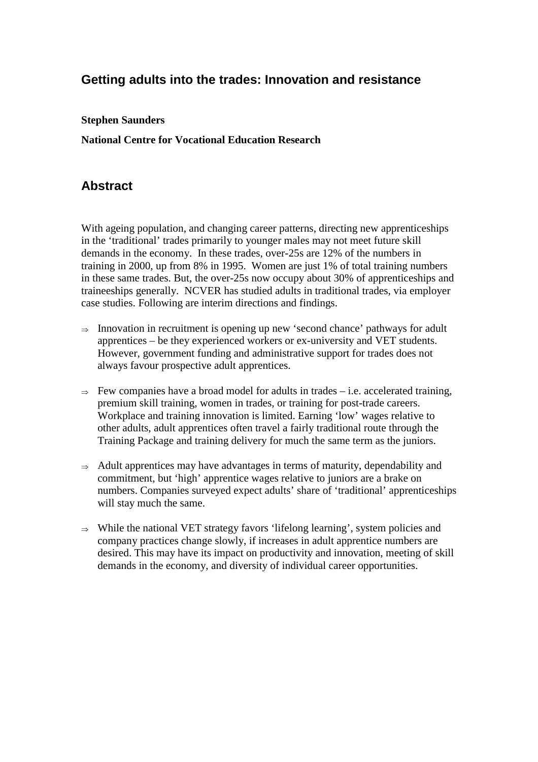# Getting adults into the trades: Innovation and resistance

**Stephen Saunders**

**National Centre for Vocational Education Research**

## Abstract

With ageing population, and changing career patterns, directing new apprenticeships in the 'traditional' trades primarily to younger males may not meet future skill demands in the economy. In these trades, over-25s are 12% of the numbers in training in 2000, up from 8% in 1995. Women are just 1% of total training numbers in these same trades. But, the over-25s now occupy about 30% of apprenticeships and traineeships generally. NCVER has studied adults in traditional trades, via employer case studies. Following are interim directions and findings.

- ⇒ Innovation in recruitment is opening up new 'second chance' pathways for adult apprentices – be they experienced workers or ex-university and VET students. However, government funding and administrative support for trades does not always favour prospective adult apprentices.

- ⇒ Few companies have a broad model for adults in trades – i.e. accelerated training, premium skill training, women in trades, or training for post-trade careers. Workplace and training innovation is limited. Earning 'low' wages relative to other adults, adult apprentices often travel a fairly traditional route through the Training Package and training delivery for much the same term as the juniors.

- ⇒ Adult apprentices may have advantages in terms of maturity, dependability and commitment, but 'high' apprentice wages relative to juniors are a brake on numbers. Companies surveyed expect adults' share of 'traditional' apprenticeships will stay much the same.

- ⇒ While the national VET strategy favors 'lifelong learning', system policies and company practices change slowly, if increases in adult apprentice numbers are desired. This may have its impact on productivity and innovation, meeting of skill demands in the economy, and diversity of individual career opportunities.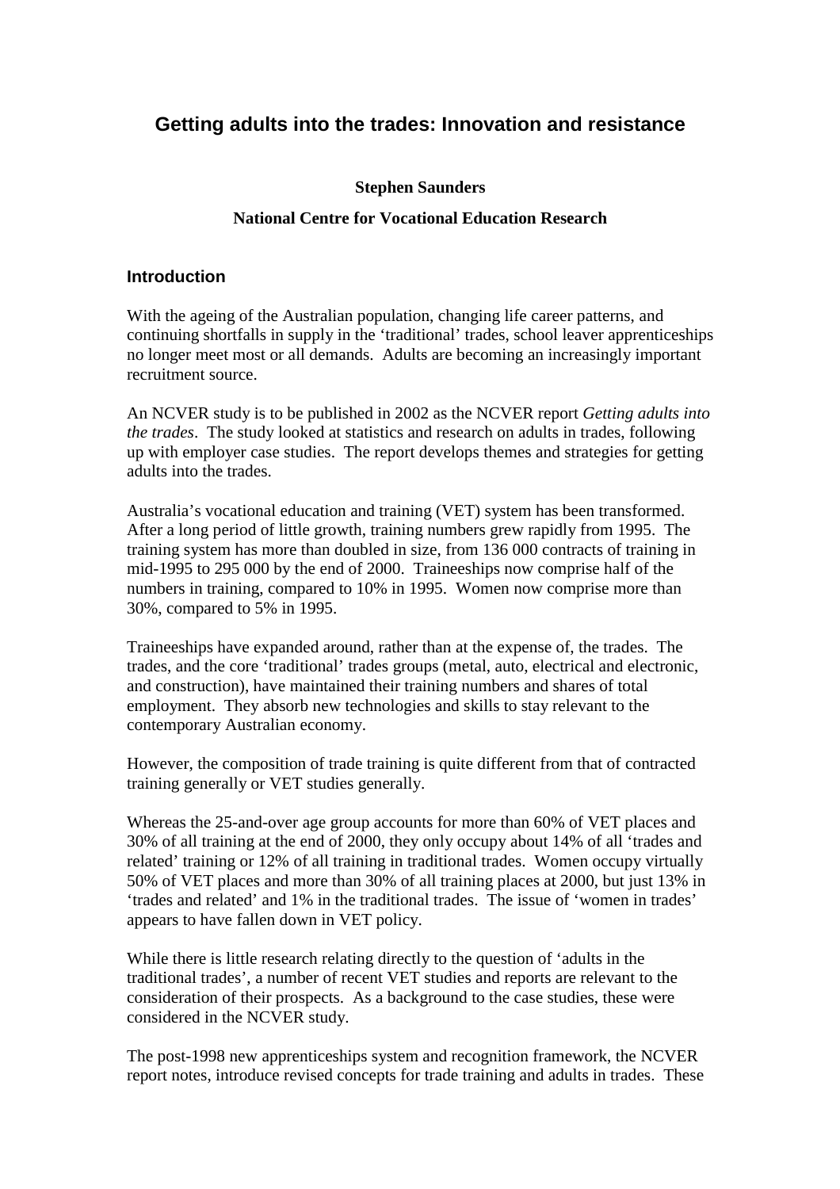# Getting adults into the trades: Innovation and resistance

**Stephen Saunders**

**National Centre for Vocational Education Research**

## Introduction

With the ageing of the Australian population, changing life career patterns, and continuing shortfalls in supply in the 'traditional' trades, school leaver apprenticeships no longer meet most or all demands. Adults are becoming an increasingly important recruitment source.

An NCVER study is to be published in 2002 as the NCVER report *Getting adults into the trades*. The study looked at statistics and research on adults in trades, following up with employer case studies. The report develops themes and strategies for getting adults into the trades.

Australia's vocational education and training (VET) system has been transformed. After a long period of little growth, training numbers grew rapidly from 1995. The training system has more than doubled in size, from 136 000 contracts of training in mid-1995 to 295 000 by the end of 2000. Traineeships now comprise half of the numbers in training, compared to 10% in 1995. Women now comprise more than 30%, compared to 5% in 1995.

Traineeships have expanded around, rather than at the expense of, the trades. The trades, and the core 'traditional' trades groups (metal, auto, electrical and electronic, and construction), have maintained their training numbers and shares of total employment. They absorb new technologies and skills to stay relevant to the contemporary Australian economy.

However, the composition of trade training is quite different from that of contracted training generally or VET studies generally.

Whereas the 25-and-over age group accounts for more than 60% of VET places and 30% of all training at the end of 2000, they only occupy about 14% of all 'trades and related' training or 12% of all training in traditional trades. Women occupy virtually 50% of VET places and more than 30% of all training places at 2000, but just 13% in 'trades and related' and 1% in the traditional trades. The issue of 'women in trades' appears to have fallen down in VET policy.

While there is little research relating directly to the question of 'adults in the traditional trades', a number of recent VET studies and reports are relevant to the consideration of their prospects. As a background to the case studies, these were considered in the NCVER study.

The post-1998 new apprenticeships system and recognition framework, the NCVER report notes, introduce revised concepts for trade training and adults in trades. These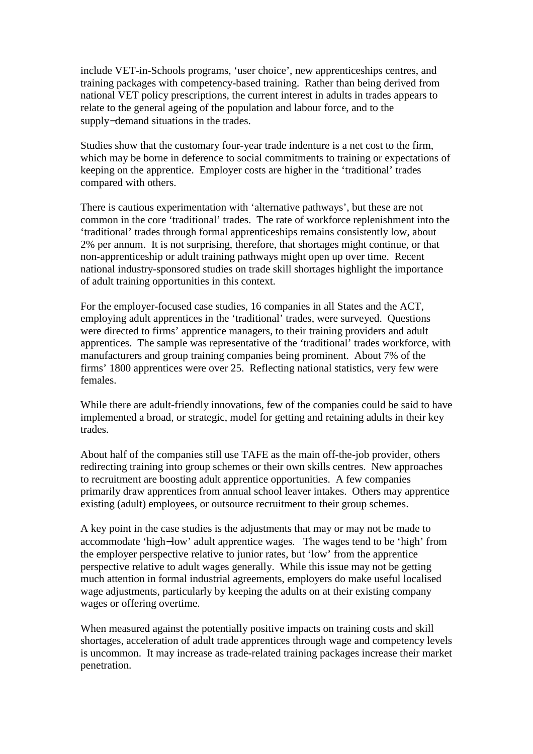include VET-in-Schools programs, 'user choice', new apprenticeships centres, and training packages with competency-based training. Rather than being derived from national VET policy prescriptions, the current interest in adults in trades appears to relate to the general ageing of the population and labour force, and to the supply−demand situations in the trades.

Studies show that the customary four-year trade indenture is a net cost to the firm, which may be borne in deference to social commitments to training or expectations of keeping on the apprentice. Employer costs are higher in the 'traditional' trades compared with others.

There is cautious experimentation with 'alternative pathways', but these are not common in the core 'traditional' trades. The rate of workforce replenishment into the 'traditional' trades through formal apprenticeships remains consistently low, about 2% per annum. It is not surprising, therefore, that shortages might continue, or that non-apprenticeship or adult training pathways might open up over time. Recent national industry-sponsored studies on trade skill shortages highlight the importance of adult training opportunities in this context.

For the employer-focused case studies, 16 companies in all States and the ACT, employing adult apprentices in the 'traditional' trades, were surveyed. Questions were directed to firms' apprentice managers, to their training providers and adult apprentices. The sample was representative of the 'traditional' trades workforce, with manufacturers and group training companies being prominent. About 7% of the firms' 1800 apprentices were over 25. Reflecting national statistics, very few were females.

While there are adult-friendly innovations, few of the companies could be said to have implemented a broad, or strategic, model for getting and retaining adults in their key trades.

About half of the companies still use TAFE as the main off-the-job provider, others redirecting training into group schemes or their own skills centres. New approaches to recruitment are boosting adult apprentice opportunities. A few companies primarily draw apprentices from annual school leaver intakes. Others may apprentice existing (adult) employees, or outsource recruitment to their group schemes.

A key point in the case studies is the adjustments that may or may not be made to accommodate 'high−low' adult apprentice wages. The wages tend to be 'high' from the employer perspective relative to junior rates, but 'low' from the apprentice perspective relative to adult wages generally. While this issue may not be getting much attention in formal industrial agreements, employers do make useful localised wage adjustments, particularly by keeping the adults on at their existing company wages or offering overtime.

When measured against the potentially positive impacts on training costs and skill shortages, acceleration of adult trade apprentices through wage and competency levels is uncommon. It may increase as trade-related training packages increase their market penetration.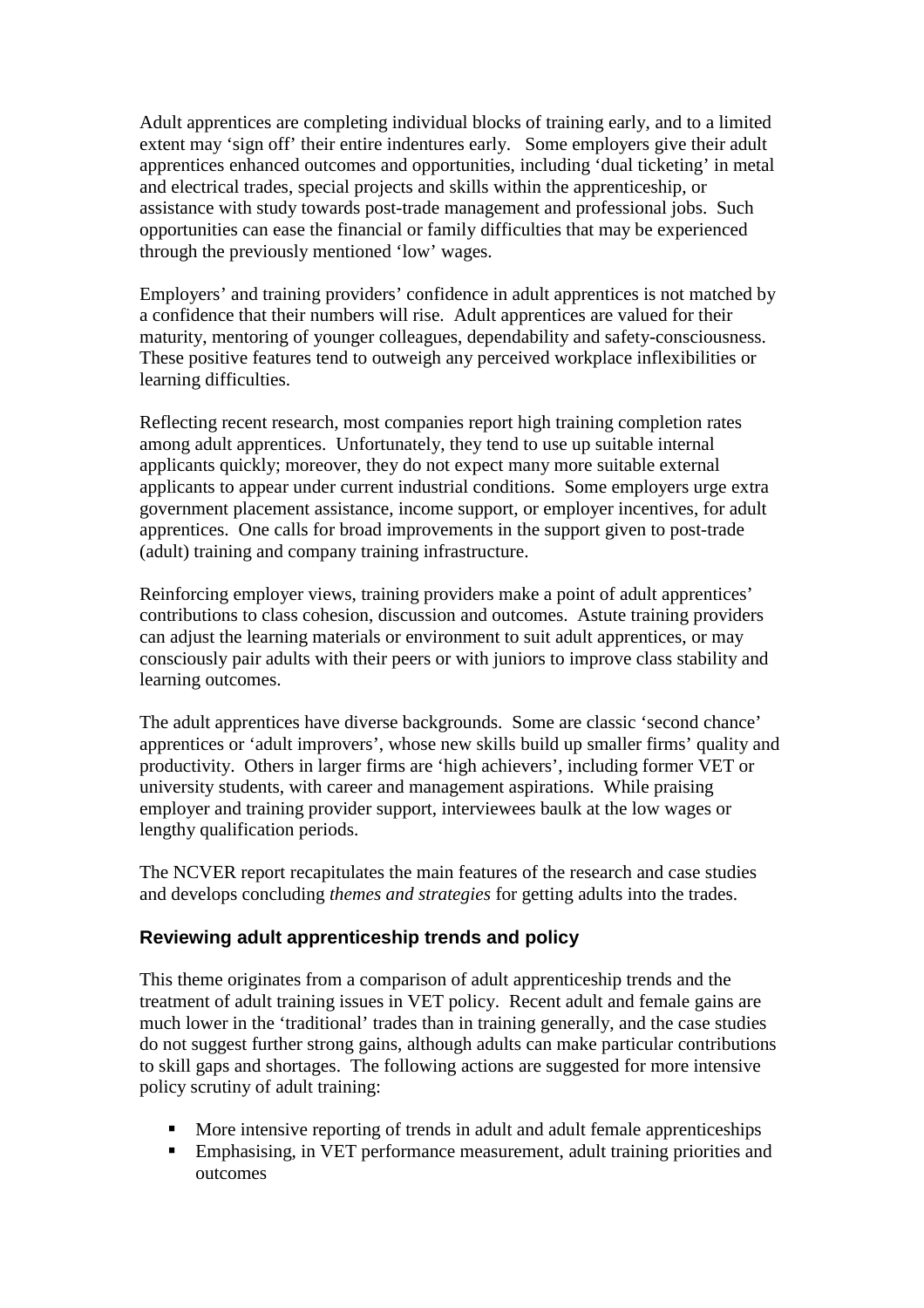Adult apprentices are completing individual blocks of training early, and to a limited extent may 'sign off' their entire indentures early. Some employers give their adult apprentices enhanced outcomes and opportunities, including 'dual ticketing' in metal and electrical trades, special projects and skills within the apprenticeship, or assistance with study towards post-trade management and professional jobs. Such opportunities can ease the financial or family difficulties that may be experienced through the previously mentioned 'low' wages.

Employers' and training providers' confidence in adult apprentices is not matched by a confidence that their numbers will rise. Adult apprentices are valued for their maturity, mentoring of younger colleagues, dependability and safety-consciousness. These positive features tend to outweigh any perceived workplace inflexibilities or learning difficulties.

Reflecting recent research, most companies report high training completion rates among adult apprentices. Unfortunately, they tend to use up suitable internal applicants quickly; moreover, they do not expect many more suitable external applicants to appear under current industrial conditions. Some employers urge extra government placement assistance, income support, or employer incentives, for adult apprentices. One calls for broad improvements in the support given to post-trade (adult) training and company training infrastructure.

Reinforcing employer views, training providers make a point of adult apprentices' contributions to class cohesion, discussion and outcomes. Astute training providers can adjust the learning materials or environment to suit adult apprentices, or may consciously pair adults with their peers or with juniors to improve class stability and learning outcomes.

The adult apprentices have diverse backgrounds. Some are classic 'second chance' apprentices or 'adult improvers', whose new skills build up smaller firms' quality and productivity. Others in larger firms are 'high achievers', including former VET or university students, with career and management aspirations. While praising employer and training provider support, interviewees baulk at the low wages or lengthy qualification periods.

The NCVER report recapitulates the main features of the research and case studies and develops concluding *themes and strategies* for getting adults into the trades.

### Reviewing adult apprenticeship trends and policy

This theme originates from a comparison of adult apprenticeship trends and the treatment of adult training issues in VET policy. Recent adult and female gains are much lower in the 'traditional' trades than in training generally, and the case studies do not suggest further strong gains, although adults can make particular contributions to skill gaps and shortages. The following actions are suggested for more intensive policy scrutiny of adult training:

- More intensive reporting of trends in adult and adult female apprenticeships
- Emphasising, in VET performance measurement, adult training priorities and outcomes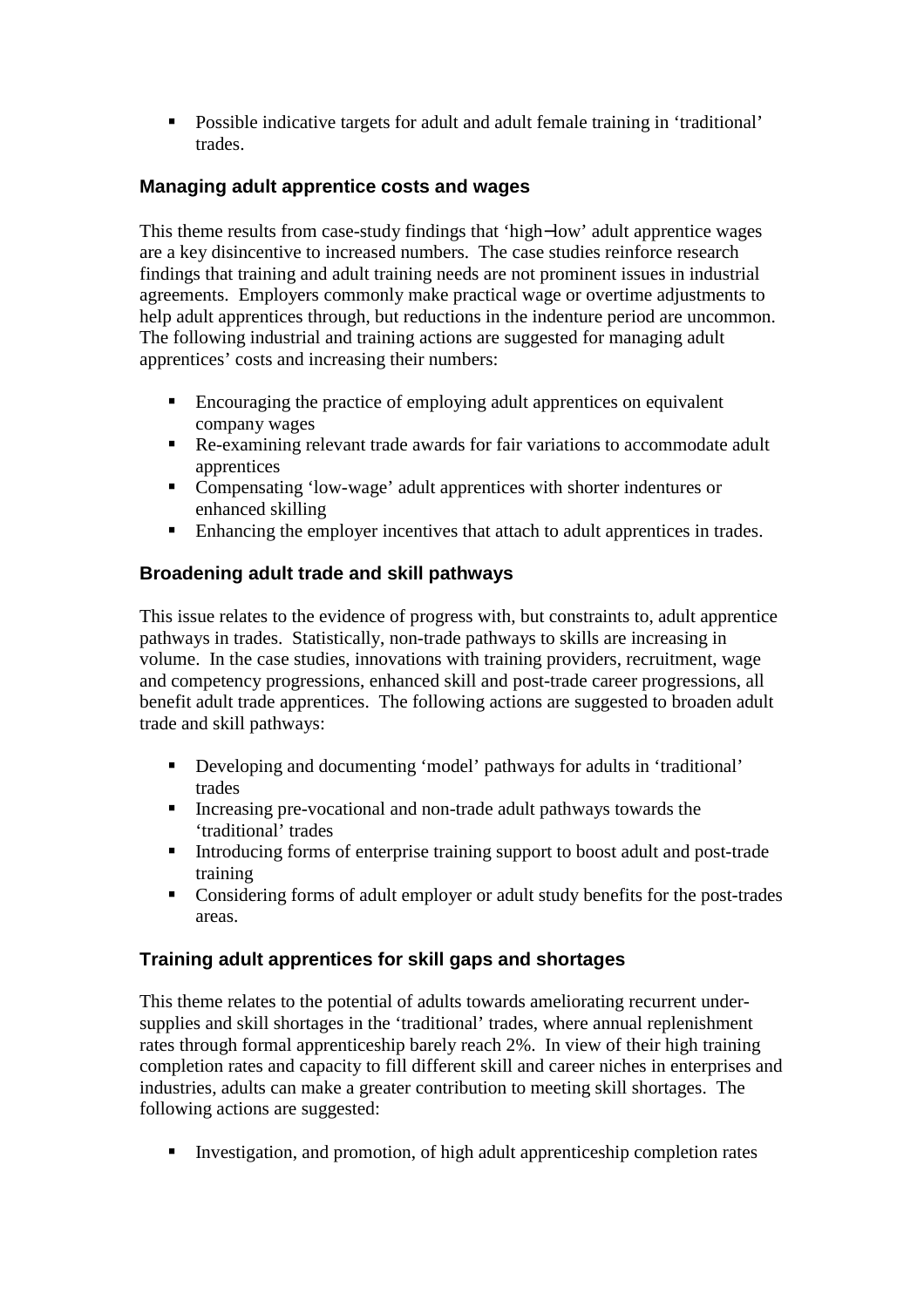- Possible indicative targets for adult and adult female training in 'traditional' trades.

### Managing adult apprentice costs and wages

This theme results from case-study findings that 'high−low' adult apprentice wages are a key disincentive to increased numbers. The case studies reinforce research findings that training and adult training needs are not prominent issues in industrial agreements. Employers commonly make practical wage or overtime adjustments to help adult apprentices through, but reductions in the indenture period are uncommon. The following industrial and training actions are suggested for managing adult apprentices' costs and increasing their numbers:

- Encouraging the practice of employing adult apprentices on equivalent company wages
- Re-examining relevant trade awards for fair variations to accommodate adult apprentices
- Compensating 'low-wage' adult apprentices with shorter indentures or enhanced skilling
- Enhancing the employer incentives that attach to adult apprentices in trades.

### Broadening adult trade and skill pathways

This issue relates to the evidence of progress with, but constraints to, adult apprentice pathways in trades. Statistically, non-trade pathways to skills are increasing in volume. In the case studies, innovations with training providers, recruitment, wage and competency progressions, enhanced skill and post-trade career progressions, all benefit adult trade apprentices. The following actions are suggested to broaden adult trade and skill pathways:

- Developing and documenting 'model' pathways for adults in 'traditional' trades
- Increasing pre-vocational and non-trade adult pathways towards the 'traditional' trades
- Introducing forms of enterprise training support to boost adult and post-trade training
- Considering forms of adult employer or adult study benefits for the post-trades areas.

### Training adult apprentices for skill gaps and shortages

This theme relates to the potential of adults towards ameliorating recurrent under-supplies and skill shortages in the 'traditional' trades, where annual replenishment rates through formal apprenticeship barely reach 2%. In view of their high training completion rates and capacity to fill different skill and career niches in enterprises and industries, adults can make a greater contribution to meeting skill shortages. The following actions are suggested:

- Investigation, and promotion, of high adult apprenticeship completion rates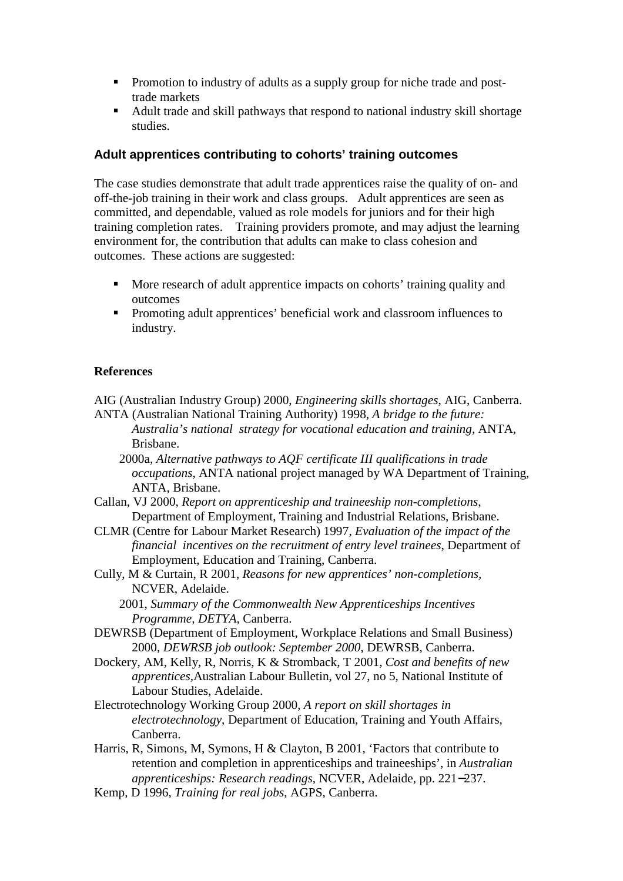- Promotion to industry of adults as a supply group for niche trade and post-trade markets
- Adult trade and skill pathways that respond to national industry skill shortage studies.

### Adult apprentices contributing to cohorts' training outcomes

The case studies demonstrate that adult trade apprentices raise the quality of on- and off-the-job training in their work and class groups. Adult apprentices are seen as committed, and dependable, valued as role models for juniors and for their high training completion rates. Training providers promote, and may adjust the learning environment for, the contribution that adults can make to class cohesion and outcomes. These actions are suggested:

- More research of adult apprentice impacts on cohorts' training quality and outcomes
- Promoting adult apprentices' beneficial work and classroom influences to industry.

**References**

AIG (Australian Industry Group) 2000, *Engineering skills shortages*, AIG, Canberra.

ANTA (Australian National Training Authority) 1998, *A bridge to the future: Australia's national strategy for vocational education and training,* ANTA, Brisbane.

2000a, *Alternative pathways to AQF certificate III qualifications in trade occupations,* ANTA national project managed by WA Department of Training, ANTA, Brisbane.

Callan, VJ 2000, *Report on apprenticeship and traineeship non-completions*, Department of Employment, Training and Industrial Relations, Brisbane.

CLMR (Centre for Labour Market Research) 1997, *Evaluation of the impact of the financial incentives on the recruitment of entry level trainees*, Department of Employment, Education and Training, Canberra.

Cully, M & Curtain, R 2001, *Reasons for new apprentices' non-completions,* NCVER, Adelaide.

2001, *Summary of the Commonwealth New Apprenticeships Incentives Programme, DETYA*, Canberra.

DEWRSB (Department of Employment, Workplace Relations and Small Business) 2000, *DEWRSB job outlook: September 2000*, DEWRSB, Canberra.

Dockery, AM, Kelly, R, Norris, K & Stromback, T 2001, *Cost and benefits of new apprentices*,Australian Labour Bulletin, vol 27, no 5, National Institute of Labour Studies, Adelaide.

Electrotechnology Working Group 2000, *A report on skill shortages in electrotechnology*, Department of Education, Training and Youth Affairs, Canberra.

Harris, R, Simons, M, Symons, H & Clayton, B 2001, 'Factors that contribute to retention and completion in apprenticeships and traineeships', in *Australian apprenticeships: Research readings*, NCVER, Adelaide, pp. 221–237.

Kemp, D 1996, *Training for real jobs*, AGPS, Canberra.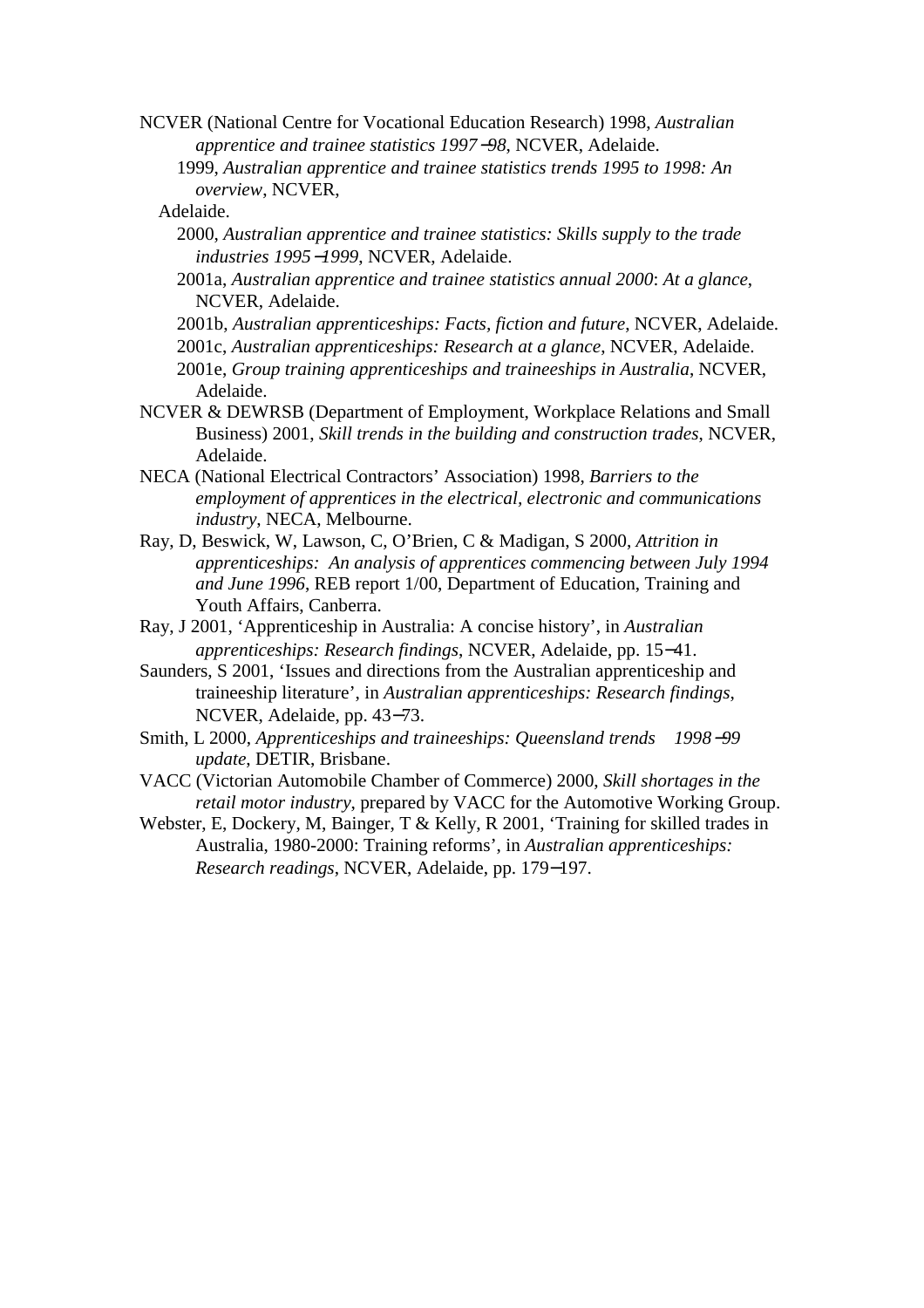NCVER (National Centre for Vocational Education Research) 1998, *Australian apprentice and trainee statistics 1997−98*, NCVER, Adelaide.

1999, *Australian apprentice and trainee statistics trends 1995 to 1998: An overview*, NCVER, Adelaide.

2000, *Australian apprentice and trainee statistics: Skills supply to the trade industries 1995−1999*, NCVER, Adelaide.

2001a, *Australian apprentice and trainee statistics annual 2000*: *At a glance*, NCVER, Adelaide.

2001b, *Australian apprenticeships: Facts, fiction and future*, NCVER, Adelaide.

2001c, *Australian apprenticeships: Research at a glance*, NCVER, Adelaide.

2001e, *Group training apprenticeships and traineeships in Australia*, NCVER, Adelaide.

NCVER & DEWRSB (Department of Employment, Workplace Relations and Small Business) 2001, *Skill trends in the building and construction trades*, NCVER, Adelaide.

NECA (National Electrical Contractors' Association) 1998, *Barriers to the employment of apprentices in the electrical, electronic and communications industry*, NECA, Melbourne.

Ray, D, Beswick, W, Lawson, C, O'Brien, C & Madigan, S 2000, *Attrition in apprenticeships: An analysis of apprentices commencing between July 1994 and June 1996*, REB report 1/00, Department of Education, Training and Youth Affairs, Canberra.

Ray, J 2001, 'Apprenticeship in Australia: A concise history', in *Australian apprenticeships: Research findings*, NCVER, Adelaide, pp. 15−41.

Saunders, S 2001, 'Issues and directions from the Australian apprenticeship and traineeship literature', in *Australian apprenticeships: Research findings*, NCVER, Adelaide, pp. 43−73.

Smith, L 2000, *Apprenticeships and traineeships: Queensland trends 1998−99 update*, DETIR, Brisbane.

VACC (Victorian Automobile Chamber of Commerce) 2000, *Skill shortages in the retail motor industry*, prepared by VACC for the Automotive Working Group.

Webster, E, Dockery, M, Bainger, T & Kelly, R 2001, 'Training for skilled trades in Australia, 1980-2000: Training reforms', in *Australian apprenticeships: Research readings*, NCVER, Adelaide, pp. 179−197.